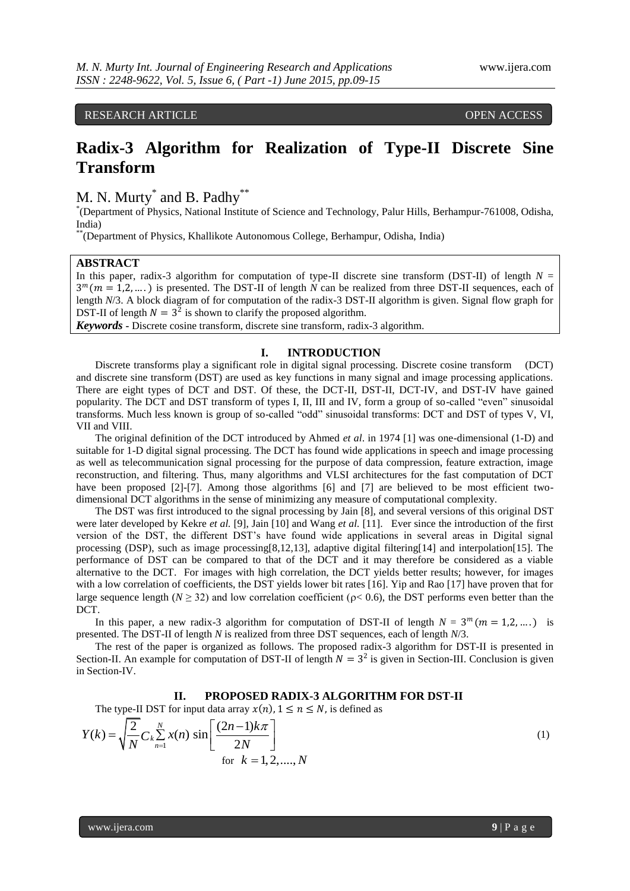RESEARCH ARTICLE OPEN ACCESS

# Radix-3 Algorithm for Realization of Type-II Discrete Sine Transform

M. N. Murty[*] and B. Padhy[**]

[*](Department of Physics, National Institute of Science and Technology, Palur Hills, Berhampur-761008, Odisha, India)

[**](Department of Physics, Khallikote Autonomous College, Berhampur, Odisha, India)

## ABSTRACT

In this paper, radix-3 algorithm for computation of type-II discrete sine transform (DST-II) of length $N = 3^m (m = 1,2, ....)$ is presented. The DST-II of length $N$ can be realized from three DST-II sequences, each of length $N$/3. A block diagram of for computation of the radix-3 DST-II algorithm is given. Signal flow graph for DST-II of length $N = 3^2$ is shown to clarify the proposed algorithm.

***Keywords*** **-** Discrete cosine transform, discrete sine transform, radix-3 algorithm.

## I. INTRODUCTION

Discrete transforms play a significant role in digital signal processing. Discrete cosine transform (DCT) and discrete sine transform (DST) are used as key functions in many signal and image processing applications. There are eight types of DCT and DST. Of these, the DCT-II, DST-II, DCT-IV, and DST-IV have gained popularity. The DCT and DST transform of types I, II, III and IV, form a group of so-called "even" sinusoidal transforms. Much less known is group of so-called "odd" sinusoidal transforms: DCT and DST of types V, VI, VII and VIII.

The original definition of the DCT introduced by Ahmed *et al*. in 1974 [1] was one-dimensional (1-D) and suitable for 1-D digital signal processing. The DCT has found wide applications in speech and image processing as well as telecommunication signal processing for the purpose of data compression, feature extraction, image reconstruction, and filtering. Thus, many algorithms and VLSI architectures for the fast computation of DCT have been proposed [2]-[7]. Among those algorithms [6] and [7] are believed to be most efficient two-dimensional DCT algorithms in the sense of minimizing any measure of computational complexity.

The DST was first introduced to the signal processing by Jain [8], and several versions of this original DST were later developed by Kekre *et al.* [9], Jain [10] and Wang *et al.* [11]. Ever since the introduction of the first version of the DST, the different DST's have found wide applications in several areas in Digital signal processing (DSP), such as image processing[8,12,13], adaptive digital filtering[14] and interpolation[15]. The performance of DST can be compared to that of the DCT and it may therefore be considered as a viable alternative to the DCT. For images with high correlation, the DCT yields better results; however, for images with a low correlation of coefficients, the DST yields lower bit rates [16]. Yip and Rao [17] have proven that for large sequence length ($N \geq 32$) and low correlation coefficient ($\rho < 0.6$), the DST performs even better than the DCT.

In this paper, a new radix-3 algorithm for computation of DST-II of length $N = 3^m (m = 1,2, ....)$ is presented. The DST-II of length $N$ is realized from three DST sequences, each of length $N$/3.

The rest of the paper is organized as follows. The proposed radix-3 algorithm for DST-II is presented in Section-II. An example for computation of DST-II of length $N = 3^2$ is given in Section-III. Conclusion is given in Section-IV.

## II. PROPOSED RADIX-3 ALGORITHM FOR DST-II

The type-II DST for input data array $x(n)$, $1 \leq n \leq N$, is defined as

$$Y(k) = \sqrt{\frac{2}{N}} C_k \sum_{n=1}^{N} x(n) \sin\left[\frac{(2n-1)k\pi}{2N}\right] \quad (1)$$

$$\text{for } k = 1,2,....,N$$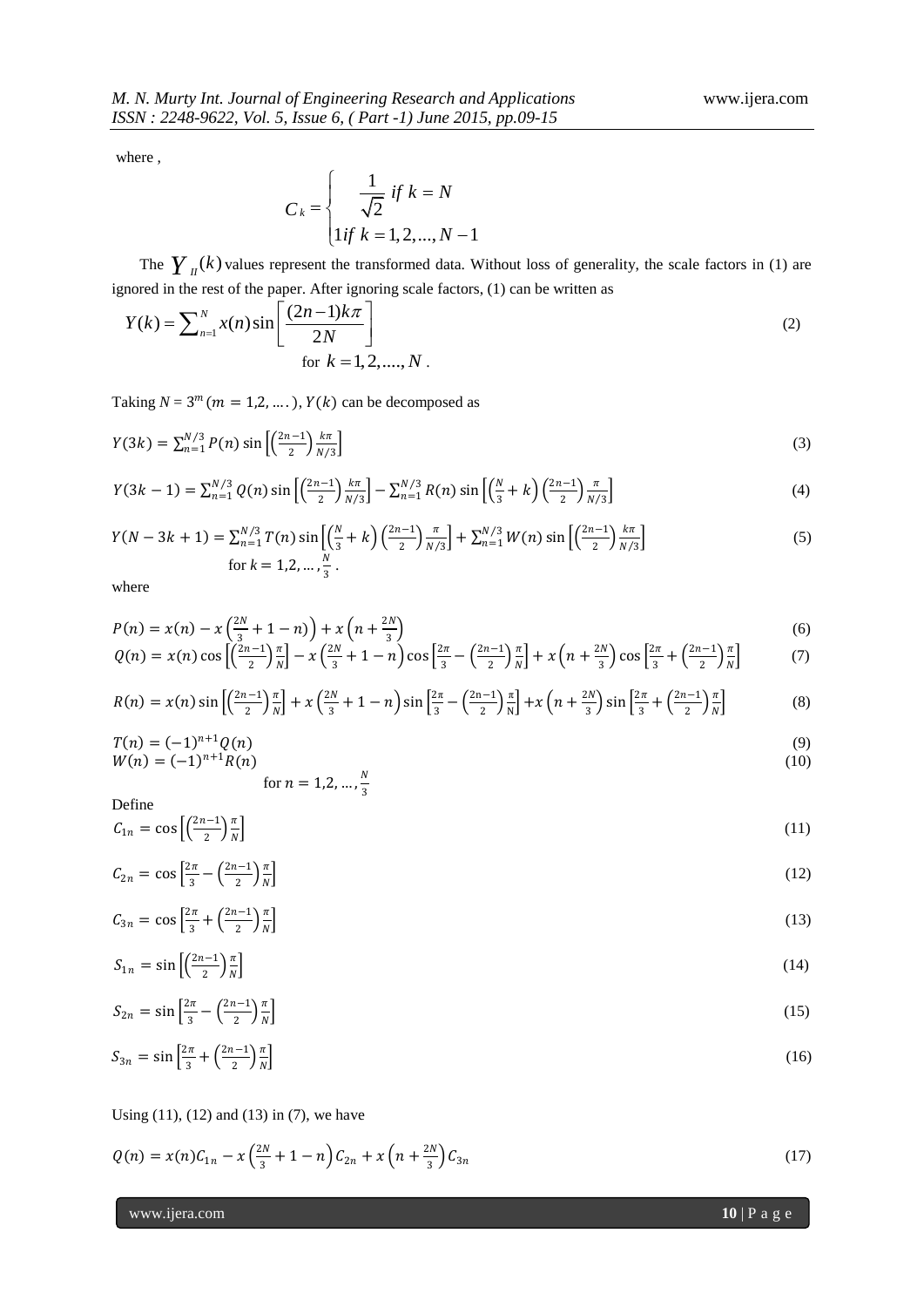where ,

$$C_k = \begin{cases} \dfrac{1}{\sqrt{2}} \; if \; k = N \\ 1 if \; k = 1, 2, ..., N-1 \end{cases}$$

The $Y_{II}(k)$ values represent the transformed data. Without loss of generality, the scale factors in (1) are ignored in the rest of the paper. After ignoring scale factors, (1) can be written as

$$Y(k) = \sum_{n=1}^{N} x(n) \sin\left[\frac{(2n-1)k\pi}{2N}\right] \tag{2}$$

for $k = 1, 2, ...., N$ .

Taking $N = 3^m \, (m = 1, 2, ....)$, $Y(k)$ can be decomposed as

$$Y(3k) = \sum_{n=1}^{N/3} P(n) \sin\left[\left(\frac{2n-1}{2}\right)\frac{k\pi}{N/3}\right] \tag{3}$$

$$Y(3k-1) = \sum_{n=1}^{N/3} Q(n) \sin\left[\left(\frac{2n-1}{2}\right)\frac{k\pi}{N/3}\right] - \sum_{n=1}^{N/3} R(n) \sin\left[\left(\frac{N}{3}+k\right)\left(\frac{2n-1}{2}\right)\frac{\pi}{N/3}\right] \tag{4}$$

$$Y(N-3k+1) = \sum_{n=1}^{N/3} T(n) \sin\left[\left(\frac{N}{3}+k\right)\left(\frac{2n-1}{2}\right)\frac{\pi}{N/3}\right] + \sum_{n=1}^{N/3} W(n) \sin\left[\left(\frac{2n-1}{2}\right)\frac{k\pi}{N/3}\right] \tag{5}$$

for $k = 1, 2, \dots, \frac{N}{3}$ .

where

$$P(n) = x(n) - x\left(\frac{2N}{3} + 1 - n\right)\Big) + x\left(n + \frac{2N}{3}\right) \tag{6}$$

$$Q(n) = x(n) \cos\left[\left(\frac{2n-1}{2}\right)\frac{\pi}{N}\right] - x\left(\frac{2N}{3} + 1 - n\right) \cos\left[\frac{2\pi}{3} - \left(\frac{2n-1}{2}\right)\frac{\pi}{N}\right] + x\left(n + \frac{2N}{3}\right) \cos\left[\frac{2\pi}{3} + \left(\frac{2n-1}{2}\right)\frac{\pi}{N}\right] \tag{7}$$

$$R(n) = x(n) \sin\left[\left(\frac{2n-1}{2}\right)\frac{\pi}{N}\right] + x\left(\frac{2N}{3} + 1 - n\right) \sin\left[\frac{2\pi}{3} - \left(\frac{2n-1}{2}\right)\frac{\pi}{N}\right] + x\left(n + \frac{2N}{3}\right) \sin\left[\frac{2\pi}{3} + \left(\frac{2n-1}{2}\right)\frac{\pi}{N}\right] \tag{8}$$

$$T(n) = (-1)^{n+1} Q(n) \tag{9}$$

$$W(n) = (-1)^{n+1} R(n) \tag{10}$$

for $n = 1, 2, \dots, \frac{N}{3}$

Define

$$C_{1n} = \cos\left[\left(\frac{2n-1}{2}\right)\frac{\pi}{N}\right] \tag{11}$$

$$C_{2n} = \cos\left[\frac{2\pi}{3} - \left(\frac{2n-1}{2}\right)\frac{\pi}{N}\right] \tag{12}$$

$$C_{3n} = \cos\left[\frac{2\pi}{3} + \left(\frac{2n-1}{2}\right)\frac{\pi}{N}\right] \tag{13}$$

$$S_{1n} = \sin\left[\left(\frac{2n-1}{2}\right)\frac{\pi}{N}\right] \tag{14}$$

$$S_{2n} = \sin\left[\frac{2\pi}{3} - \left(\frac{2n-1}{2}\right)\frac{\pi}{N}\right] \tag{15}$$

$$S_{3n} = \sin\left[\frac{2\pi}{3} + \left(\frac{2n-1}{2}\right)\frac{\pi}{N}\right] \tag{16}$$

Using (11), (12) and (13) in (7), we have

$$Q(n) = x(n) C_{1n} - x\left(\frac{2N}{3} + 1 - n\right) C_{2n} + x\left(n + \frac{2N}{3}\right) C_{3n} \tag{17}$$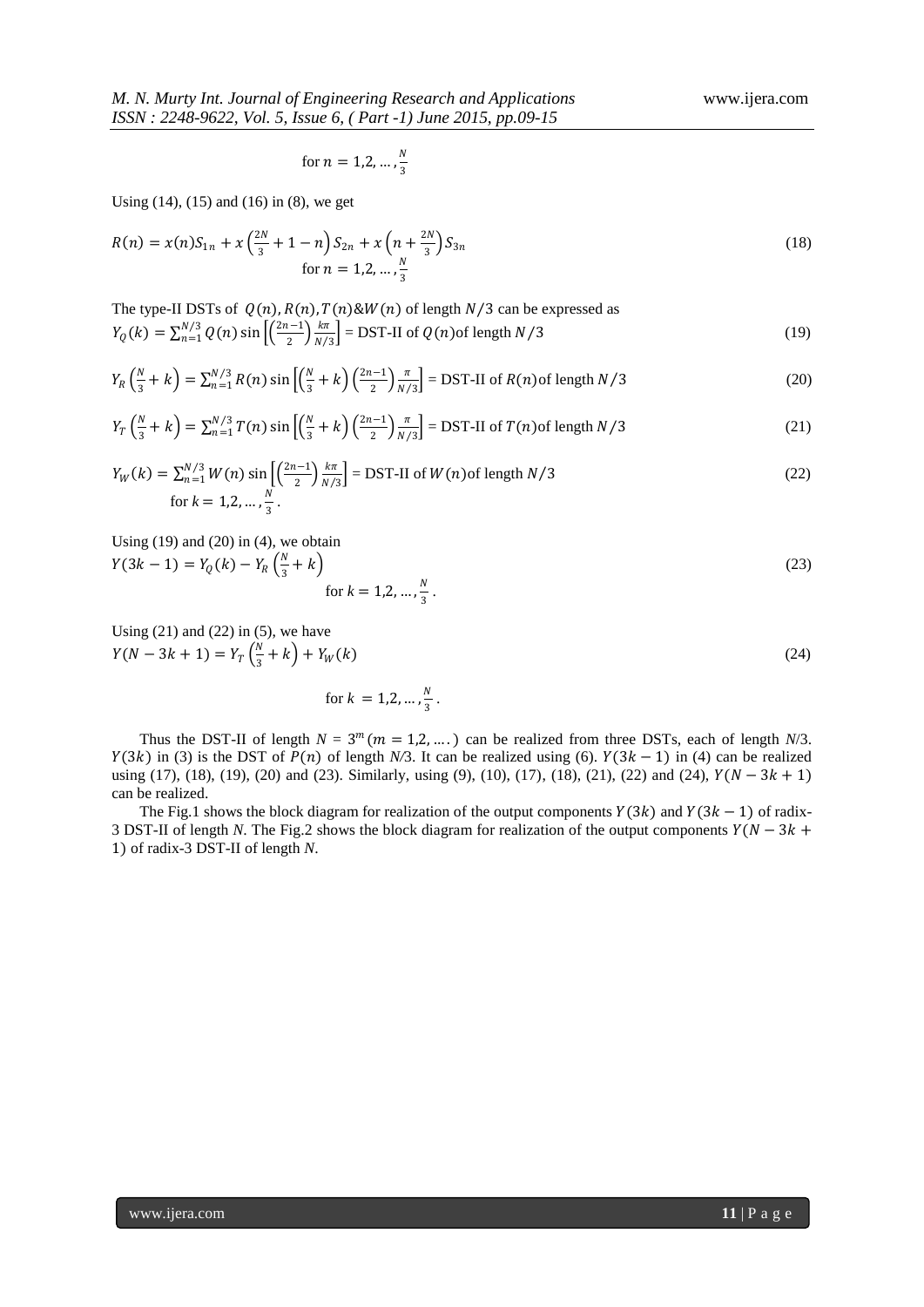$$\text{for } n = 1,2, \dots, \frac{N}{3}$$

Using (14), (15) and (16) in (8), we get

$$R(n) = x(n)S_{1n} + x\left(\frac{2N}{3} + 1 - n\right)S_{2n} + x\left(n + \frac{2N}{3}\right)S_{3n} \tag{18}$$
$$\text{for } n = 1,2, \dots, \frac{N}{3}$$

The type-II DSTs of $Q(n), R(n), T(n) \& W(n)$ of length $N/3$ can be expressed as

$$Y_Q(k) = \sum_{n=1}^{N/3} Q(n) \sin\left[\left(\frac{2n-1}{2}\right)\frac{k\pi}{N/3}\right] = \text{DST-II of } Q(n) \text{ of length } N/3 \tag{19}$$

$$Y_R\left(\frac{N}{3} + k\right) = \sum_{n=1}^{N/3} R(n) \sin\left[\left(\frac{N}{3} + k\right)\left(\frac{2n-1}{2}\right)\frac{\pi}{N/3}\right] = \text{DST-II of } R(n) \text{ of length } N/3 \tag{20}$$

$$Y_T\left(\frac{N}{3} + k\right) = \sum_{n=1}^{N/3} T(n) \sin\left[\left(\frac{N}{3} + k\right)\left(\frac{2n-1}{2}\right)\frac{\pi}{N/3}\right] = \text{DST-II of } T(n) \text{ of length } N/3 \tag{21}$$

$$Y_W(k) = \sum_{n=1}^{N/3} W(n) \sin\left[\left(\frac{2n-1}{2}\right)\frac{k\pi}{N/3}\right] = \text{DST-II of } W(n) \text{ of length } N/3 \tag{22}$$
$$\text{for } k = 1,2, \dots, \frac{N}{3}.$$

Using (19) and (20) in (4), we obtain

$$Y(3k-1) = Y_Q(k) - Y_R\left(\frac{N}{3} + k\right) \tag{23}$$
$$\text{for } k = 1,2, \dots, \frac{N}{3}.$$

Using (21) and (22) in (5), we have

$$Y(N - 3k + 1) = Y_T\left(\frac{N}{3} + k\right) + Y_W(k) \tag{24}$$
$$\text{for } k = 1,2, \dots, \frac{N}{3}.$$

Thus the DST-II of length $N = 3^m \, (m = 1,2, \dots)$ can be realized from three DSTs, each of length $N/3$. $Y(3k)$ in (3) is the DST of $P(n)$ of length $N/3$. It can be realized using (6). $Y(3k-1)$ in (4) can be realized using (17), (18), (19), (20) and (23). Similarly, using (9), (10), (17), (18), (21), (22) and (24), $Y(N - 3k + 1)$ can be realized.

The Fig.1 shows the block diagram for realization of the output components $Y(3k)$ and $Y(3k-1)$ of radix-3 DST-II of length $N$. The Fig.2 shows the block diagram for realization of the output components $Y(N - 3k + 1)$ of radix-3 DST-II of length $N$.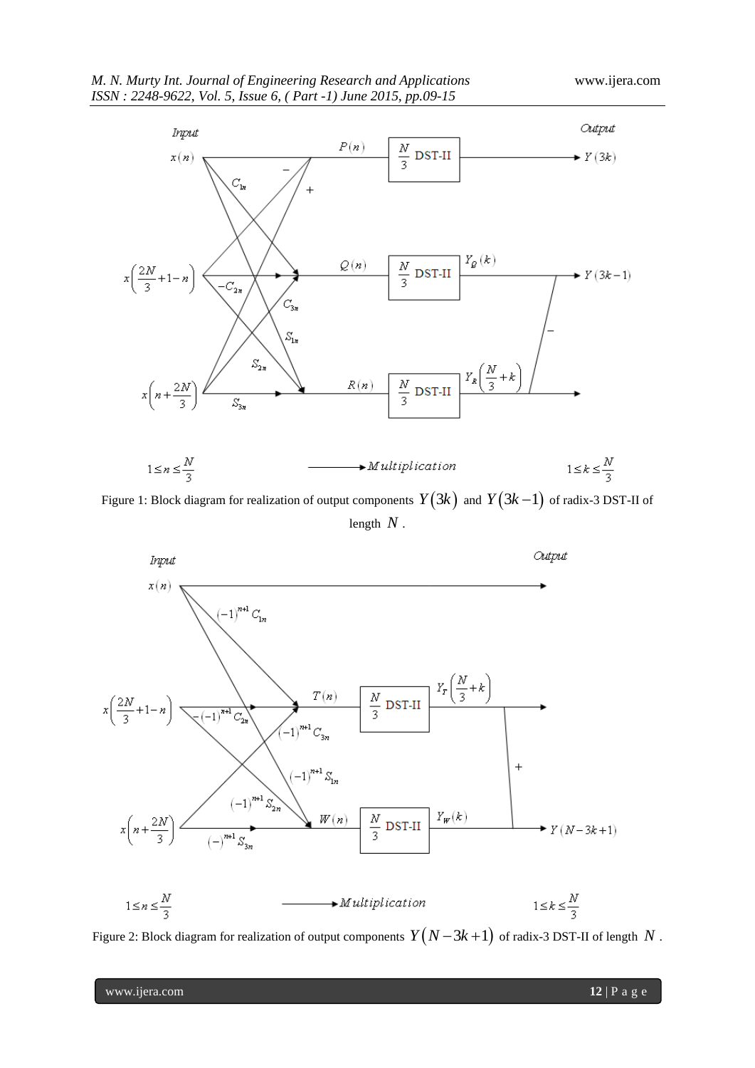Figure 1: Block diagram for realization of output components $Y(3k)$ and $Y(3k-1)$ of radix-3 DST-II of length $N$.

Figure 2: Block diagram for realization of output components $Y(N-3k+1)$ of radix-3 DST-II of length $N$.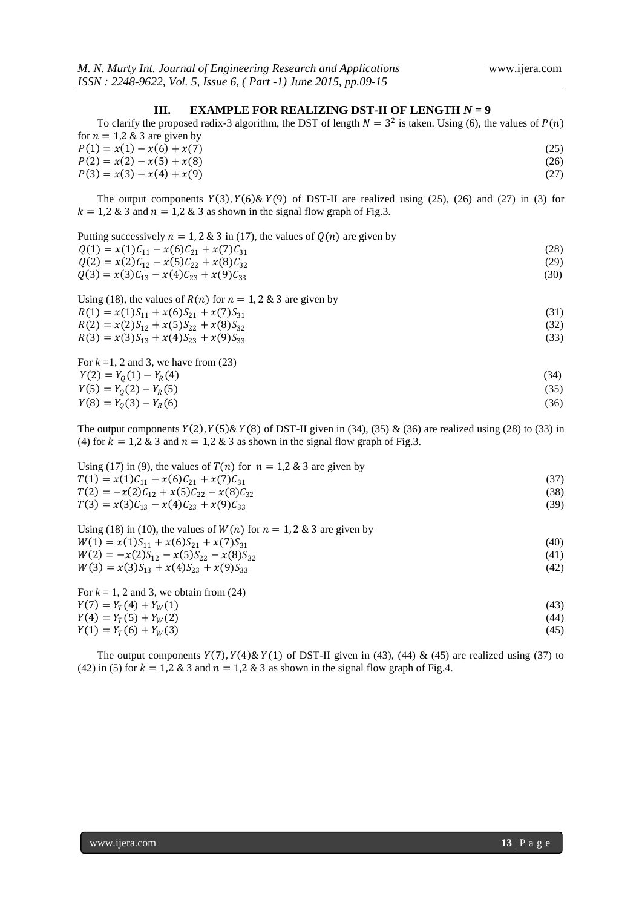## III. EXAMPLE FOR REALIZING DST-II OF LENGTH $N = 9$

To clarify the proposed radix-3 algorithm, the DST of length $N = 3^2$ is taken. Using (6), the values of $P(n)$ for $n = 1,2$ & $3$ are given by

$$P(1) = x(1) - x(6) + x(7) \tag{25}$$

$$P(2) = x(2) - x(5) + x(8) \tag{26}$$

$$P(3) = x(3) - x(4) + x(9) \tag{27}$$

The output components $Y(3), Y(6)$& $Y(9)$ of DST-II are realized using (25), (26) and (27) in (3) for $k = 1,2$ & $3$ and $n = 1,2$ & $3$ as shown in the signal flow graph of Fig.3.

Putting successively $n = 1, 2$ & $3$ in (17), the values of $Q(n)$ are given by

$$Q(1) = x(1)C_{11} - x(6)C_{21} + x(7)C_{31} \tag{28}$$

$$Q(2) = x(2)C_{12} - x(5)C_{22} + x(8)C_{32} \tag{29}$$

$$Q(3) = x(3)C_{13} - x(4)C_{23} + x(9)C_{33} \tag{30}$$

Using (18), the values of $R(n)$ for $n = 1, 2$ & $3$ are given by

$$R(1) = x(1)S_{11} + x(6)S_{21} + x(7)S_{31} \tag{31}$$

$$R(2) = x(2)S_{12} + x(5)S_{22} + x(8)S_{32} \tag{32}$$

$$R(3) = x(3)S_{13} + x(4)S_{23} + x(9)S_{33} \tag{33}$$

For $k = 1$, 2 and 3, we have from (23)

$$Y(2) = Y_Q(1) - Y_R(4) \tag{34}$$

$$Y(5) = Y_Q(2) - Y_R(5) \tag{35}$$

$$Y(8) = Y_Q(3) - Y_R(6) \tag{36}$$

The output components $Y(2), Y(5)$& $Y(8)$ of DST-II given in (34), (35) & (36) are realized using (28) to (33) in (4) for $k = 1,2$ & $3$ and $n = 1,2$ & $3$ as shown in the signal flow graph of Fig.3.

Using (17) in (9), the values of $T(n)$ for $n = 1,2$ & $3$ are given by

$$T(1) = x(1)C_{11} - x(6)C_{21} + x(7)C_{31} \tag{37}$$

$$T(2) = -x(2)C_{12} + x(5)C_{22} - x(8)C_{32} \tag{38}$$

$$T(3) = x(3)C_{13} - x(4)C_{23} + x(9)C_{33} \tag{39}$$

Using (18) in (10), the values of $W(n)$ for $n = 1, 2$ & $3$ are given by

$$W(1) = x(1)S_{11} + x(6)S_{21} + x(7)S_{31} \tag{40}$$

$$W(2) = -x(2)S_{12} - x(5)S_{22} - x(8)S_{32} \tag{41}$$

$$W(3) = x(3)S_{13} + x(4)S_{23} + x(9)S_{33} \tag{42}$$

For $k = 1$, 2 and 3, we obtain from (24)

$$Y(7) = Y_T(4) + Y_W(1) \tag{43}$$

$$Y(4) = Y_T(5) + Y_W(2) \tag{44}$$

$$Y(1) = Y_T(6) + Y_W(3) \tag{45}$$

The output components $Y(7), Y(4)$& $Y(1)$ of DST-II given in (43), (44) & (45) are realized using (37) to (42) in (5) for $k = 1,2$ & $3$ and $n = 1,2$ & $3$ as shown in the signal flow graph of Fig.4.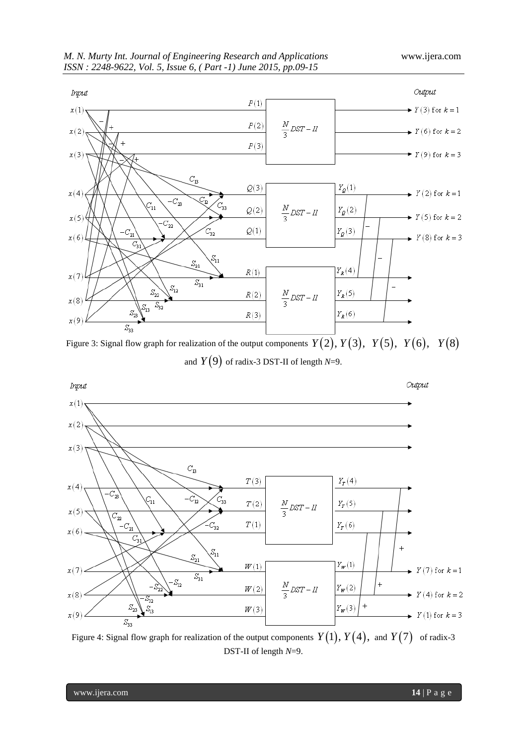Figure 3: Signal flow graph for realization of the output components $Y(2)$, $Y(3)$, $Y(5)$, $Y(6)$, $Y(8)$ and $Y(9)$ of radix-3 DST-II of length $N$=9.

Figure 4: Signal flow graph for realization of the output components $Y(1)$, $Y(4)$, and $Y(7)$ of radix-3 DST-II of length $N$=9.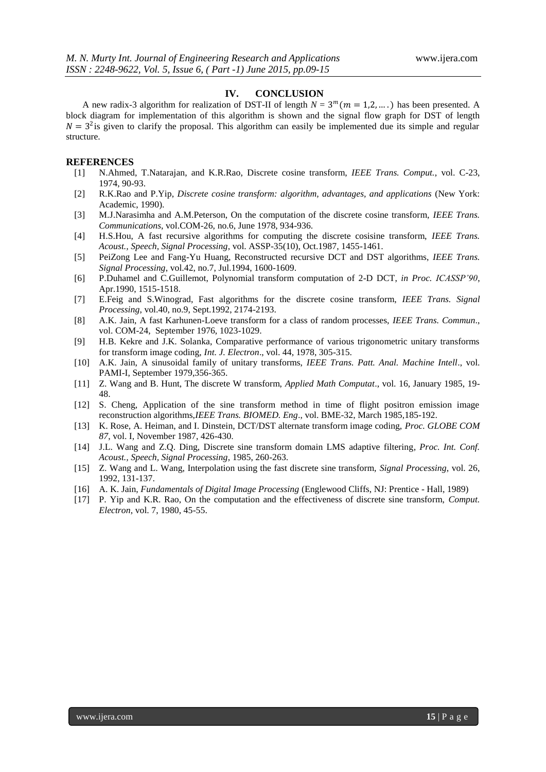## IV. CONCLUSION

A new radix-3 algorithm for realization of DST-II of length $N = 3^m (m = 1,2, \ldots .)$ has been presented. A block diagram for implementation of this algorithm is shown and the signal flow graph for DST of length $N = 3^2$ is given to clarify the proposal. This algorithm can easily be implemented due its simple and regular structure.

## REFERENCES

[1] N.Ahmed, T.Natarajan, and K.R.Rao, Discrete cosine transform, *IEEE Trans. Comput.*, vol. C-23, 1974, 90-93.

[2] R.K.Rao and P.Yip, *Discrete cosine transform: algorithm, advantages, and applications* (New York: Academic, 1990).

[3] M.J.Narasimha and A.M.Peterson, On the computation of the discrete cosine transform, *IEEE Trans. Communications*, vol.COM-26, no.6, June 1978, 934-936.

[4] H.S.Hou, A fast recursive algorithms for computing the discrete cosisine transform, *IEEE Trans. Acoust., Speech, Signal Processing*, vol. ASSP-35(10), Oct.1987, 1455-1461.

[5] PeiZong Lee and Fang-Yu Huang, Reconstructed recursive DCT and DST algorithms, *IEEE Trans. Signal Processing*, vol.42, no.7, Jul.1994, 1600-1609.

[6] P.Duhamel and C.Guillemot, Polynomial transform computation of 2-D DCT, *in Proc. ICASSP'90*, Apr.1990, 1515-1518.

[7] E.Feig and S.Winograd, Fast algorithms for the discrete cosine transform, *IEEE Trans. Signal Processing*, vol.40, no.9, Sept.1992, 2174-2193.

[8] A.K. Jain, A fast Karhunen-Loeve transform for a class of random processes, *IEEE Trans. Commun*., vol. COM-24, September 1976, 1023-1029.

[9] H.B. Kekre and J.K. Solanka, Comparative performance of various trigonometric unitary transforms for transform image coding, *Int. J. Electron*., vol. 44, 1978, 305-315.

[10] A.K. Jain, A sinusoidal family of unitary transforms, *IEEE Trans. Patt. Anal. Machine Intell*., vol. PAMI-I, September 1979,356-365.

[11] Z. Wang and B. Hunt, The discrete W transform, *Applied Math Computat*., vol. 16, January 1985, 19-48.

[12] S. Cheng, Application of the sine transform method in time of flight positron emission image reconstruction algorithms,*IEEE Trans. BIOMED. Eng*., vol. BME-32, March 1985,185-192.

[13] K. Rose, A. Heiman, and I. Dinstein, DCT/DST alternate transform image coding, *Proc. GLOBE COM 87*, vol. I, November 1987, 426-430.

[14] J.L. Wang and Z.Q. Ding, Discrete sine transform domain LMS adaptive filtering, *Proc. Int. Conf. Acoust., Speech, Signal Processing*, 1985, 260-263.

[15] Z. Wang and L. Wang, Interpolation using the fast discrete sine transform, *Signal Processing*, vol. 26, 1992, 131-137.

[16] A. K. Jain, *Fundamentals of Digital Image Processing* (Englewood Cliffs, NJ: Prentice - Hall, 1989)

[17] P. Yip and K.R. Rao, On the computation and the effectiveness of discrete sine transform, *Comput. Electron*, vol. 7, 1980, 45-55.